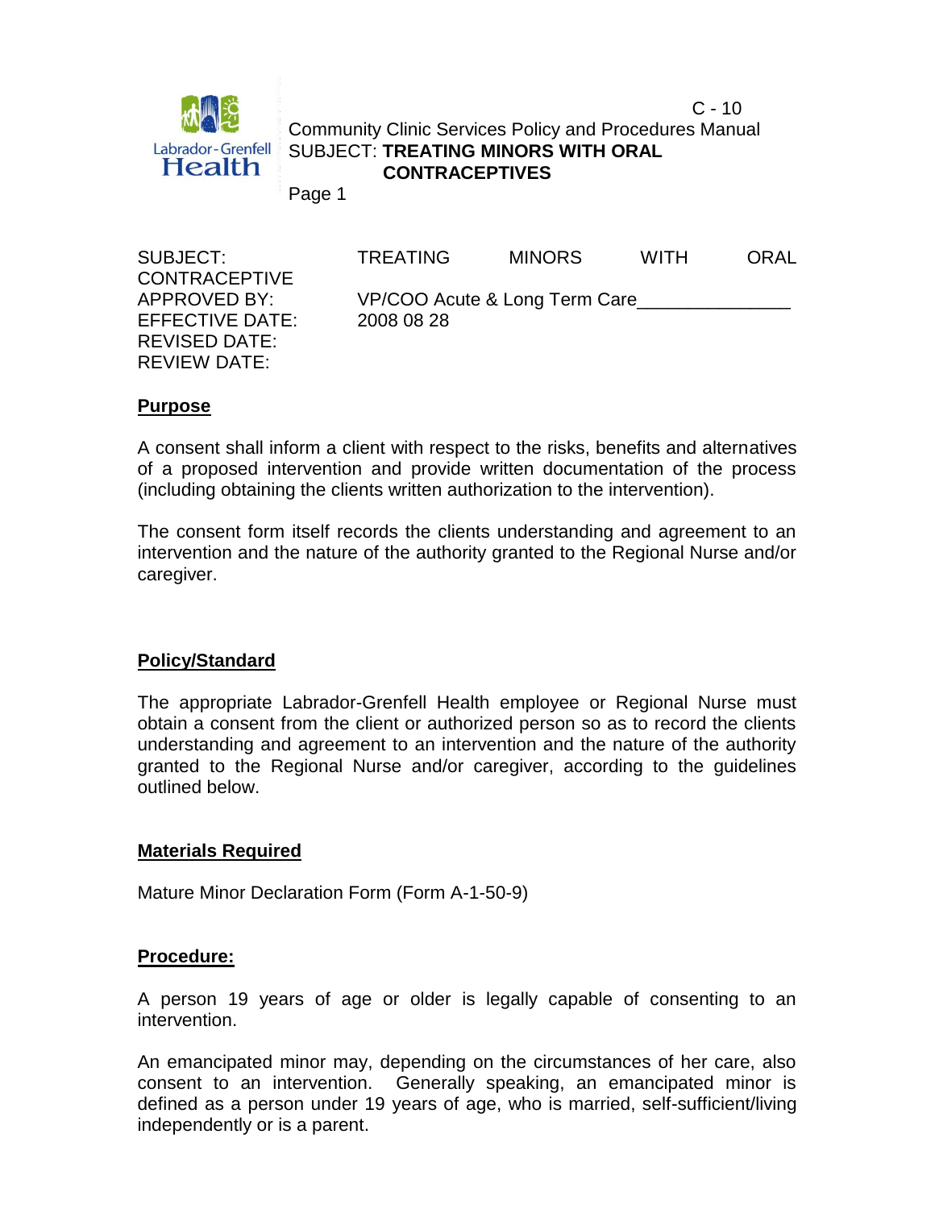C - 10

Community Clinic Services Policy and Procedures Manual
SUBJECT: **TREATING MINORS WITH ORAL CONTRACEPTIVES**

| | |
|---|---|
| SUBJECT: | TREATING MINORS WITH ORAL CONTRACEPTIVE |
| APPROVED BY: | VP/COO Acute & Long Term Care_______________ |
| EFFECTIVE DATE: | 2008 08 28 |
| REVISED DATE: | |
| REVIEW DATE: | |

## Purpose

A consent shall inform a client with respect to the risks, benefits and alternatives of a proposed intervention and provide written documentation of the process (including obtaining the clients written authorization to the intervention).

The consent form itself records the clients understanding and agreement to an intervention and the nature of the authority granted to the Regional Nurse and/or caregiver.

## Policy/Standard

The appropriate Labrador-Grenfell Health employee or Regional Nurse must obtain a consent from the client or authorized person so as to record the clients understanding and agreement to an intervention and the nature of the authority granted to the Regional Nurse and/or caregiver, according to the guidelines outlined below.

## Materials Required

Mature Minor Declaration Form (Form A-1-50-9)

## Procedure:

A person 19 years of age or older is legally capable of consenting to an intervention.

An emancipated minor may, depending on the circumstances of her care, also consent to an intervention. Generally speaking, an emancipated minor is defined as a person under 19 years of age, who is married, self-sufficient/living independently or is a parent.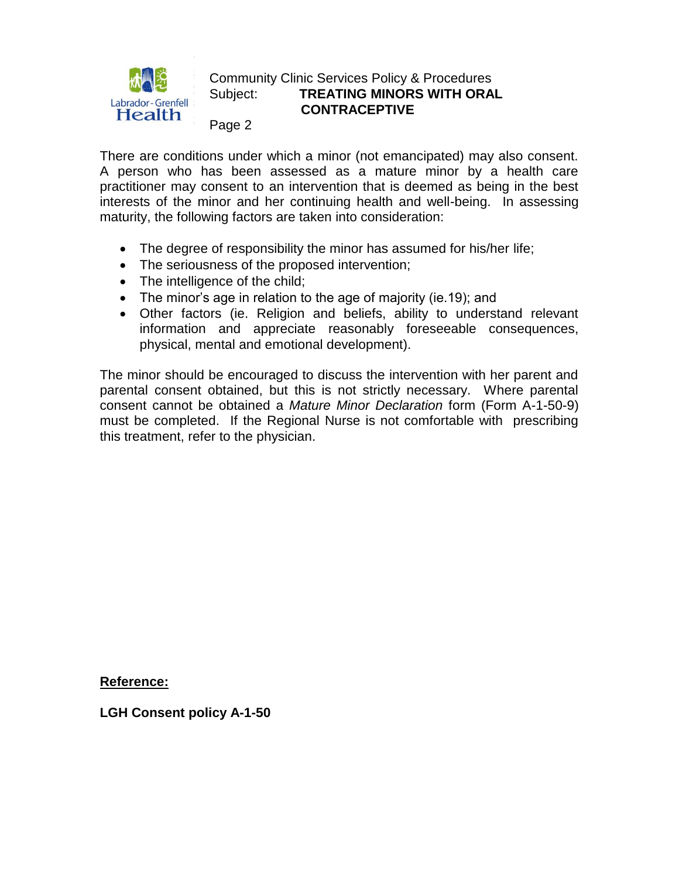There are conditions under which a minor (not emancipated) may also consent. A person who has been assessed as a mature minor by a health care practitioner may consent to an intervention that is deemed as being in the best interests of the minor and her continuing health and well-being. In assessing maturity, the following factors are taken into consideration:

- The degree of responsibility the minor has assumed for his/her life;
- The seriousness of the proposed intervention;
- The intelligence of the child;
- The minor's age in relation to the age of majority (ie.19); and
- Other factors (ie. Religion and beliefs, ability to understand relevant information and appreciate reasonably foreseeable consequences, physical, mental and emotional development).

The minor should be encouraged to discuss the intervention with her parent and parental consent obtained, but this is not strictly necessary. Where parental consent cannot be obtained a *Mature Minor Declaration* form (Form A-1-50-9) must be completed. If the Regional Nurse is not comfortable with prescribing this treatment, refer to the physician.

**Reference:**

**LGH Consent policy A-1-50**